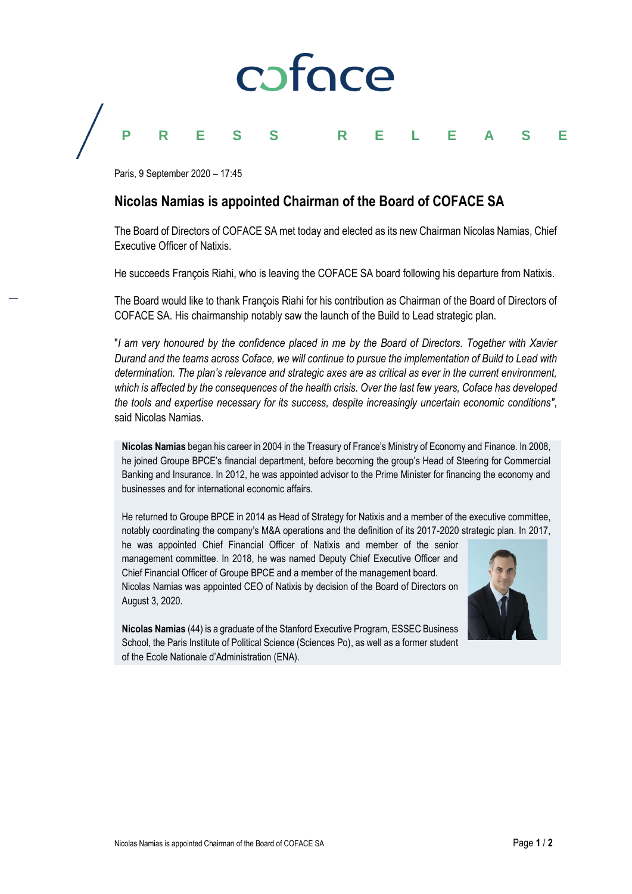coface

PRESS RELEASE

Paris, 9 September 2020 – 17:45

# Nicolas Namias is appointed Chairman of the Board of COFACE SA

The Board of Directors of COFACE SA met today and elected as its new Chairman Nicolas Namias, Chief Executive Officer of Natixis.

He succeeds François Riahi, who is leaving the COFACE SA board following his departure from Natixis.

The Board would like to thank François Riahi for his contribution as Chairman of the Board of Directors of COFACE SA. His chairmanship notably saw the launch of the Build to Lead strategic plan.

"*I am very honoured by the confidence placed in me by the Board of Directors. Together with Xavier Durand and the teams across Coface, we will continue to pursue the implementation of Build to Lead with determination. The plan's relevance and strategic axes are as critical as ever in the current environment, which is affected by the consequences of the health crisis. Over the last few years, Coface has developed the tools and expertise necessary for its success, despite increasingly uncertain economic conditions*", said Nicolas Namias.

**Nicolas Namias** began his career in 2004 in the Treasury of France's Ministry of Economy and Finance. In 2008, he joined Groupe BPCE's financial department, before becoming the group's Head of Steering for Commercial Banking and Insurance. In 2012, he was appointed advisor to the Prime Minister for financing the economy and businesses and for international economic affairs.

He returned to Groupe BPCE in 2014 as Head of Strategy for Natixis and a member of the executive committee, notably coordinating the company's M&A operations and the definition of its 2017-2020 strategic plan. In 2017, he was appointed Chief Financial Officer of Natixis and member of the senior management committee. In 2018, he was named Deputy Chief Executive Officer and Chief Financial Officer of Groupe BPCE and a member of the management board. Nicolas Namias was appointed CEO of Natixis by decision of the Board of Directors on August 3, 2020.

**Nicolas Namias** (44) is a graduate of the Stanford Executive Program, ESSEC Business School, the Paris Institute of Political Science (Sciences Po), as well as a former student of the Ecole Nationale d'Administration (ENA).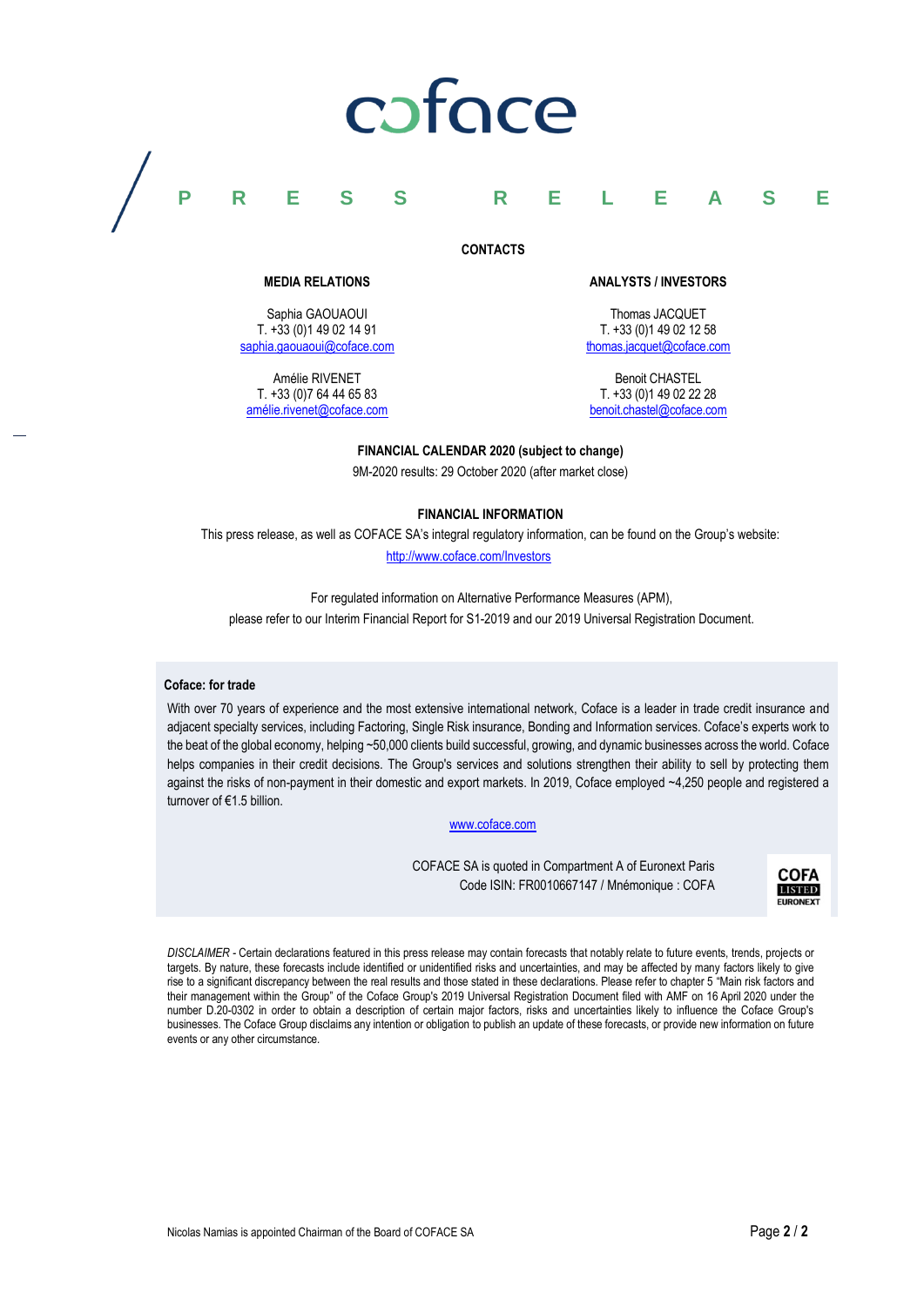# PRESS RELEASE

**CONTACTS**

**MEDIA RELATIONS**

Saphia GAOUAOUI
T. +33 (0)1 49 02 14 91
saphia.gaouaoui@coface.com

Amélie RIVENET
T. +33 (0)7 64 44 65 83
amélie.rivenet@coface.com

**ANALYSTS / INVESTORS**

Thomas JACQUET
T. +33 (0)1 49 02 12 58
thomas.jacquet@coface.com

Benoit CHASTEL
T. +33 (0)1 49 02 22 28
benoit.chastel@coface.com

**FINANCIAL CALENDAR 2020 (subject to change)**

9M-2020 results: 29 October 2020 (after market close)

**FINANCIAL INFORMATION**

This press release, as well as COFACE SA's integral regulatory information, can be found on the Group's website: http://www.coface.com/Investors

For regulated information on Alternative Performance Measures (APM), please refer to our Interim Financial Report for S1-2019 and our 2019 Universal Registration Document.

**Coface: for trade**

With over 70 years of experience and the most extensive international network, Coface is a leader in trade credit insurance and adjacent specialty services, including Factoring, Single Risk insurance, Bonding and Information services. Coface's experts work to the beat of the global economy, helping ~50,000 clients build successful, growing, and dynamic businesses across the world. Coface helps companies in their credit decisions. The Group's services and solutions strengthen their ability to sell by protecting them against the risks of non-payment in their domestic and export markets. In 2019, Coface employed ~4,250 people and registered a turnover of €1.5 billion.

www.coface.com

COFACE SA is quoted in Compartment A of Euronext Paris
Code ISIN: FR0010667147 / Mnémonique : COFA

COFA LISTED EURONEXT

*DISCLAIMER* - Certain declarations featured in this press release may contain forecasts that notably relate to future events, trends, projects or targets. By nature, these forecasts include identified or unidentified risks and uncertainties, and may be affected by many factors likely to give rise to a significant discrepancy between the real results and those stated in these declarations. Please refer to chapter 5 "Main risk factors and their management within the Group" of the Coface Group's 2019 Universal Registration Document filed with AMF on 16 April 2020 under the number D.20-0302 in order to obtain a description of certain major factors, risks and uncertainties likely to influence the Coface Group's businesses. The Coface Group disclaims any intention or obligation to publish an update of these forecasts, or provide new information on future events or any other circumstance.